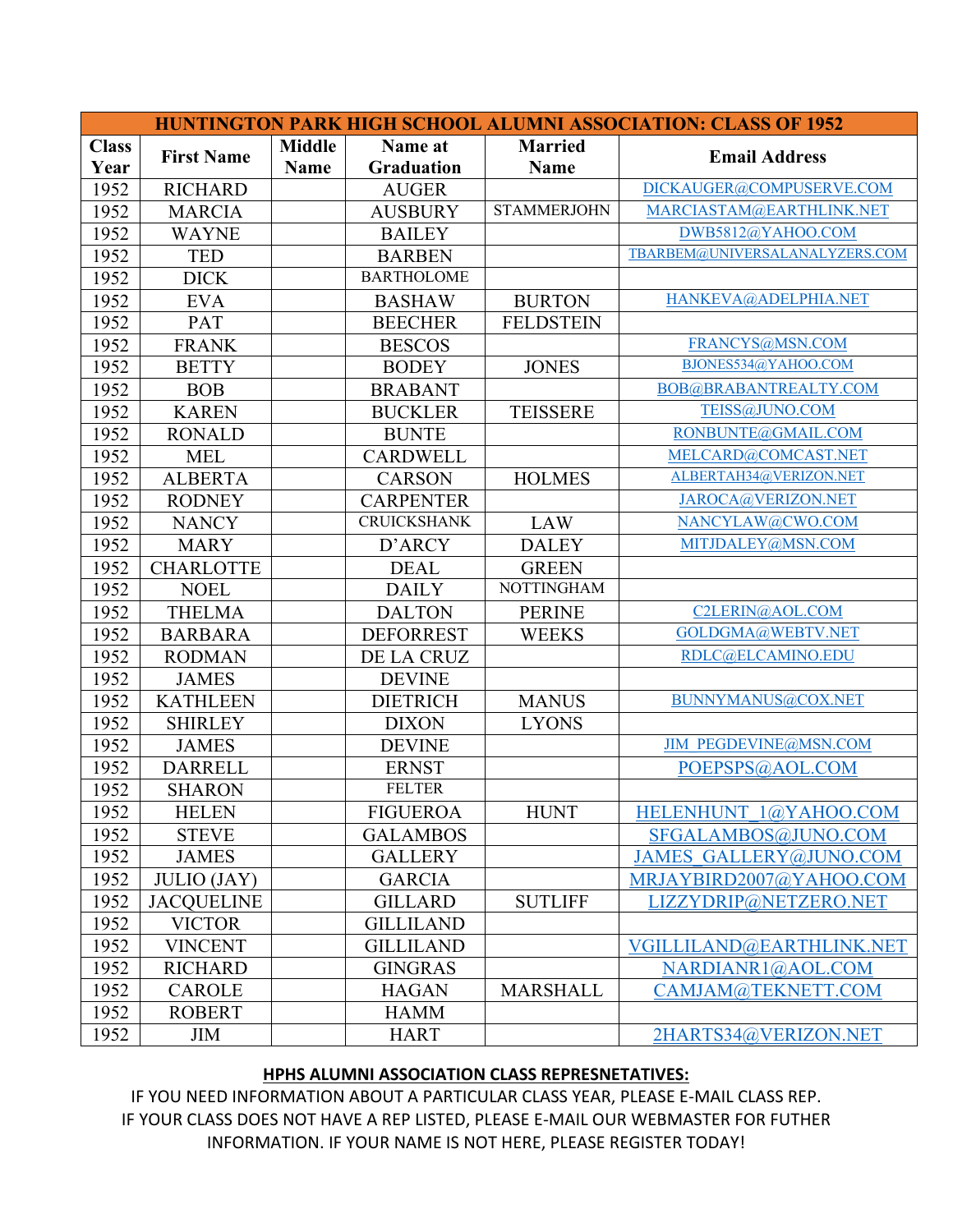| HUNTINGTON PARK HIGH SCHOOL ALUMNI ASSOCIATION: CLASS OF 1952 | | | | | |
|---|---|---|---|---|---|
| **Class Year** | **First Name** | **Middle Name** | **Name at Graduation** | **Married Name** | **Email Address** |
| 1952 | RICHARD | | AUGER | | DICKAUGER@COMPUSERVE.COM |
| 1952 | MARCIA | | AUSBURY | STAMMERJOHN | MARCIASTAM@EARTHLINK.NET |
| 1952 | WAYNE | | BAILEY | | DWB5812@YAHOO.COM |
| 1952 | TED | | BARBEN | | TBARBEM@UNIVERSALANALYZERS.COM |
| 1952 | DICK | | BARTHOLOME | | |
| 1952 | EVA | | BASHAW | BURTON | HANKEVA@ADELPHIA.NET |
| 1952 | PAT | | BEECHER | FELDSTEIN | |
| 1952 | FRANK | | BESCOS | | FRANCYS@MSN.COM |
| 1952 | BETTY | | BODEY | JONES | BJONES534@YAHOO.COM |
| 1952 | BOB | | BRABANT | | BOB@BRABANTREALTY.COM |
| 1952 | KAREN | | BUCKLER | TEISSERE | TEISS@JUNO.COM |
| 1952 | RONALD | | BUNTE | | RONBUNTE@GMAIL.COM |
| 1952 | MEL | | CARDWELL | | MELCARD@COMCAST.NET |
| 1952 | ALBERTA | | CARSON | HOLMES | ALBERTAH34@VERIZON.NET |
| 1952 | RODNEY | | CARPENTER | | JAROCA@VERIZON.NET |
| 1952 | NANCY | | CRUICKSHANK | LAW | NANCYLAW@CWO.COM |
| 1952 | MARY | | D'ARCY | DALEY | MITJDALEY@MSN.COM |
| 1952 | CHARLOTTE | | DEAL | GREEN | |
| 1952 | NOEL | | DAILY | NOTTINGHAM | |
| 1952 | THELMA | | DALTON | PERINE | C2LERIN@AOL.COM |
| 1952 | BARBARA | | DEFORREST | WEEKS | GOLDGMA@WEBTV.NET |
| 1952 | RODMAN | | DE LA CRUZ | | RDLC@ELCAMINO.EDU |
| 1952 | JAMES | | DEVINE | | |
| 1952 | KATHLEEN | | DIETRICH | MANUS | BUNNYMANUS@COX.NET |
| 1952 | SHIRLEY | | DIXON | LYONS | |
| 1952 | JAMES | | DEVINE | | JIM_PEGDEVINE@MSN.COM |
| 1952 | DARRELL | | ERNST | | POEPSPS@AOL.COM |
| 1952 | SHARON | | FELTER | | |
| 1952 | HELEN | | FIGUEROA | HUNT | HELENHUNT_1@YAHOO.COM |
| 1952 | STEVE | | GALAMBOS | | SFGALAMBOS@JUNO.COM |
| 1952 | JAMES | | GALLERY | | JAMES_GALLERY@JUNO.COM |
| 1952 | JULIO (JAY) | | GARCIA | | MRJAYBIRD2007@YAHOO.COM |
| 1952 | JACQUELINE | | GILLARD | SUTLIFF | LIZZYDRIP@NETZERO.NET |
| 1952 | VICTOR | | GILLILAND | | |
| 1952 | VINCENT | | GILLILAND | | VGILLILAND@EARTHLINK.NET |
| 1952 | RICHARD | | GINGRAS | | NARDIANR1@AOL.COM |
| 1952 | CAROLE | | HAGAN | MARSHALL | CAMJAM@TEKNETT.COM |
| 1952 | ROBERT | | HAMM | | |
| 1952 | JIM | | HART | | 2HARTS34@VERIZON.NET |

**HPHS ALUMNI ASSOCIATION CLASS REPRESNETATIVES:**

IF YOU NEED INFORMATION ABOUT A PARTICULAR CLASS YEAR, PLEASE E-MAIL CLASS REP.
IF YOUR CLASS DOES NOT HAVE A REP LISTED, PLEASE E-MAIL OUR WEBMASTER FOR FUTHER INFORMATION. IF YOUR NAME IS NOT HERE, PLEASE REGISTER TODAY!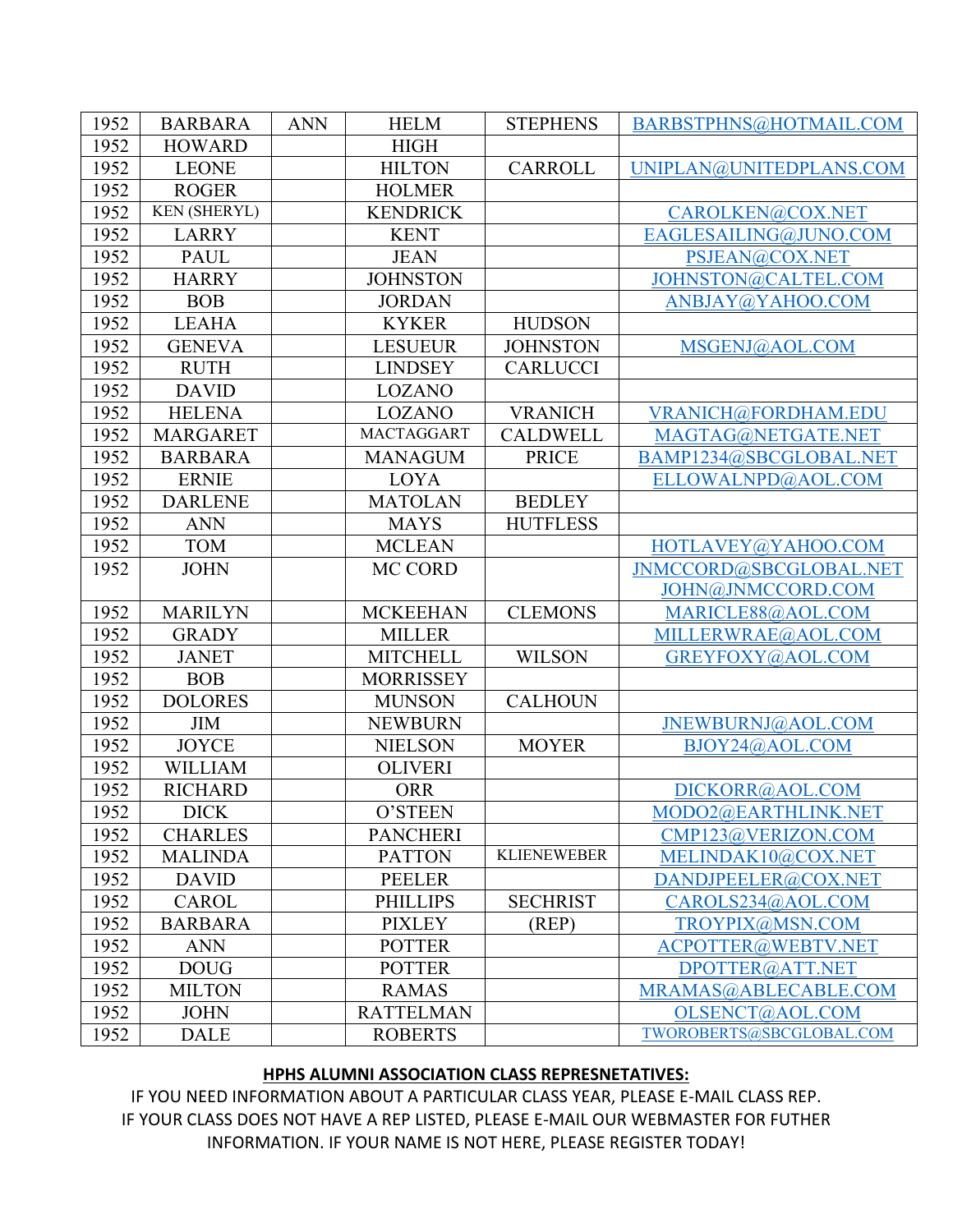| | | | | | |
|---|---|---|---|---|---|
| 1952 | BARBARA | ANN | HELM | STEPHENS | BARBSTPHNS@HOTMAIL.COM |
| 1952 | HOWARD | | HIGH | | |
| 1952 | LEONE | | HILTON | CARROLL | UNIPLAN@UNITEDPLANS.COM |
| 1952 | ROGER | | HOLMER | | |
| 1952 | KEN (SHERYL) | | KENDRICK | | CAROLKEN@COX.NET |
| 1952 | LARRY | | KENT | | EAGLESAILING@JUNO.COM |
| 1952 | PAUL | | JEAN | | PSJEAN@COX.NET |
| 1952 | HARRY | | JOHNSTON | | JOHNSTON@CALTEL.COM |
| 1952 | BOB | | JORDAN | | ANBJAY@YAHOO.COM |
| 1952 | LEAHA | | KYKER | HUDSON | |
| 1952 | GENEVA | | LESUEUR | JOHNSTON | MSGENJ@AOL.COM |
| 1952 | RUTH | | LINDSEY | CARLUCCI | |
| 1952 | DAVID | | LOZANO | | |
| 1952 | HELENA | | LOZANO | VRANICH | VRANICH@FORDHAM.EDU |
| 1952 | MARGARET | | MACTAGGART | CALDWELL | MAGTAG@NETGATE.NET |
| 1952 | BARBARA | | MANAGUM | PRICE | BAMP1234@SBCGLOBAL.NET |
| 1952 | ERNIE | | LOYA | | ELLOWALNPD@AOL.COM |
| 1952 | DARLENE | | MATOLAN | BEDLEY | |
| 1952 | ANN | | MAYS | HUTFLESS | |
| 1952 | TOM | | MCLEAN | | HOTLAVEY@YAHOO.COM |
| 1952 | JOHN | | MC CORD | | JNMCCORD@SBCGLOBAL.NET JOHN@JNMCCORD.COM |
| 1952 | MARILYN | | MCKEEHAN | CLEMONS | MARICLE88@AOL.COM |
| 1952 | GRADY | | MILLER | | MILLERWRAE@AOL.COM |
| 1952 | JANET | | MITCHELL | WILSON | GREYFOXY@AOL.COM |
| 1952 | BOB | | MORRISSEY | | |
| 1952 | DOLORES | | MUNSON | CALHOUN | |
| 1952 | JIM | | NEWBURN | | JNEWBURNJ@AOL.COM |
| 1952 | JOYCE | | NIELSON | MOYER | BJOY24@AOL.COM |
| 1952 | WILLIAM | | OLIVERI | | |
| 1952 | RICHARD | | ORR | | DICKORR@AOL.COM |
| 1952 | DICK | | O'STEEN | | MODO2@EARTHLINK.NET |
| 1952 | CHARLES | | PANCHERI | | CMP123@VERIZON.COM |
| 1952 | MALINDA | | PATTON | KLIENEWEBER | MELINDAK10@COX.NET |
| 1952 | DAVID | | PEELER | | DANDJPEELER@COX.NET |
| 1952 | CAROL | | PHILLIPS | SECHRIST | CAROLS234@AOL.COM |
| 1952 | BARBARA | | PIXLEY | (REP) | TROYPIX@MSN.COM |
| 1952 | ANN | | POTTER | | ACPOTTER@WEBTV.NET |
| 1952 | DOUG | | POTTER | | DPOTTER@ATT.NET |
| 1952 | MILTON | | RAMAS | | MRAMAS@ABLECABLE.COM |
| 1952 | JOHN | | RATTELMAN | | OLSENCT@AOL.COM |
| 1952 | DALE | | ROBERTS | | TWOROBERTS@SBCGLOBAL.COM |

**HPHS ALUMNI ASSOCIATION CLASS REPRESNETATIVES:**

IF YOU NEED INFORMATION ABOUT A PARTICULAR CLASS YEAR, PLEASE E-MAIL CLASS REP. IF YOUR CLASS DOES NOT HAVE A REP LISTED, PLEASE E-MAIL OUR WEBMASTER FOR FUTHER INFORMATION. IF YOUR NAME IS NOT HERE, PLEASE REGISTER TODAY!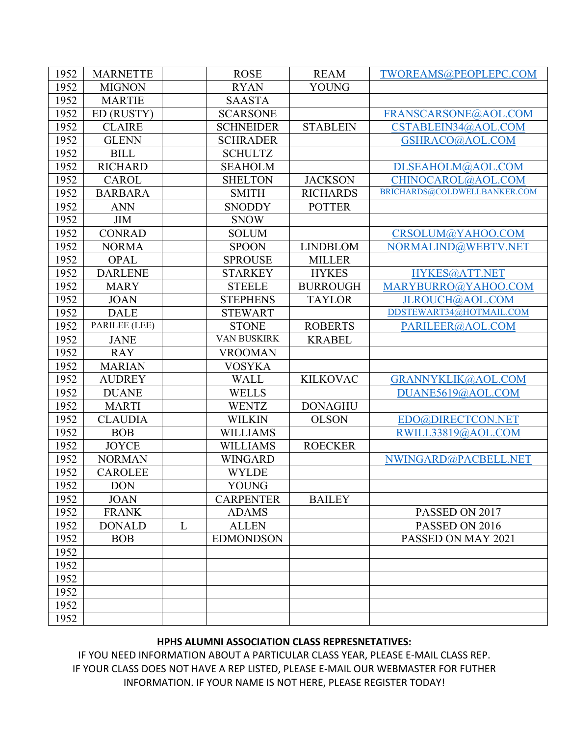| | | | | | |
|---|---|---|---|---|---|
| 1952 | MARNETTE | | ROSE | REAM | TWOREAMS@PEOPLEPC.COM |
| 1952 | MIGNON | | RYAN | YOUNG | |
| 1952 | MARTIE | | SAASTA | | |
| 1952 | ED (RUSTY) | | SCARSONE | | FRANSCARSONE@AOL.COM |
| 1952 | CLAIRE | | SCHNEIDER | STABLEIN | CSTABLEIN34@AOL.COM |
| 1952 | GLENN | | SCHRADER | | GSHRACO@AOL.COM |
| 1952 | BILL | | SCHULTZ | | |
| 1952 | RICHARD | | SEAHOLM | | DLSEAHOLM@AOL.COM |
| 1952 | CAROL | | SHELTON | JACKSON | CHINOCAROL@AOL.COM |
| 1952 | BARBARA | | SMITH | RICHARDS | BRICHARDS@COLDWELLBANKER.COM |
| 1952 | ANN | | SNODDY | POTTER | |
| 1952 | JIM | | SNOW | | |
| 1952 | CONRAD | | SOLUM | | CRSOLUM@YAHOO.COM |
| 1952 | NORMA | | SPOON | LINDBLOM | NORMALIND@WEBTV.NET |
| 1952 | OPAL | | SPROUSE | MILLER | |
| 1952 | DARLENE | | STARKEY | HYKES | HYKES@ATT.NET |
| 1952 | MARY | | STEELE | BURROUGH | MARYBURRO@YAHOO.COM |
| 1952 | JOAN | | STEPHENS | TAYLOR | JLROUCH@AOL.COM |
| 1952 | DALE | | STEWART | | DDSTEWART34@HOTMAIL.COM |
| 1952 | PARILEE (LEE) | | STONE | ROBERTS | PARILEER@AOL.COM |
| 1952 | JANE | | VAN BUSKIRK | KRABEL | |
| 1952 | RAY | | VROOMAN | | |
| 1952 | MARIAN | | VOSYKA | | |
| 1952 | AUDREY | | WALL | KILKOVAC | GRANNYKLIK@AOL.COM |
| 1952 | DUANE | | WELLS | | DUANE5619@AOL.COM |
| 1952 | MARTI | | WENTZ | DONAGHU | |
| 1952 | CLAUDIA | | WILKIN | OLSON | EDO@DIRECTCON.NET |
| 1952 | BOB | | WILLIAMS | | RWILL33819@AOL.COM |
| 1952 | JOYCE | | WILLIAMS | ROECKER | |
| 1952 | NORMAN | | WINGARD | | NWINGARD@PACBELL.NET |
| 1952 | CAROLEE | | WYLDE | | |
| 1952 | DON | | YOUNG | | |
| 1952 | JOAN | | CARPENTER | BAILEY | |
| 1952 | FRANK | | ADAMS | | PASSED ON 2017 |
| 1952 | DONALD | L | ALLEN | | PASSED ON 2016 |
| 1952 | BOB | | EDMONDSON | | PASSED ON MAY 2021 |
| 1952 | | | | | |
| 1952 | | | | | |
| 1952 | | | | | |
| 1952 | | | | | |
| 1952 | | | | | |
| 1952 | | | | | |

**HPHS ALUMNI ASSOCIATION CLASS REPRESNETATIVES:**

IF YOU NEED INFORMATION ABOUT A PARTICULAR CLASS YEAR, PLEASE E-MAIL CLASS REP.
IF YOUR CLASS DOES NOT HAVE A REP LISTED, PLEASE E-MAIL OUR WEBMASTER FOR FUTHER INFORMATION. IF YOUR NAME IS NOT HERE, PLEASE REGISTER TODAY!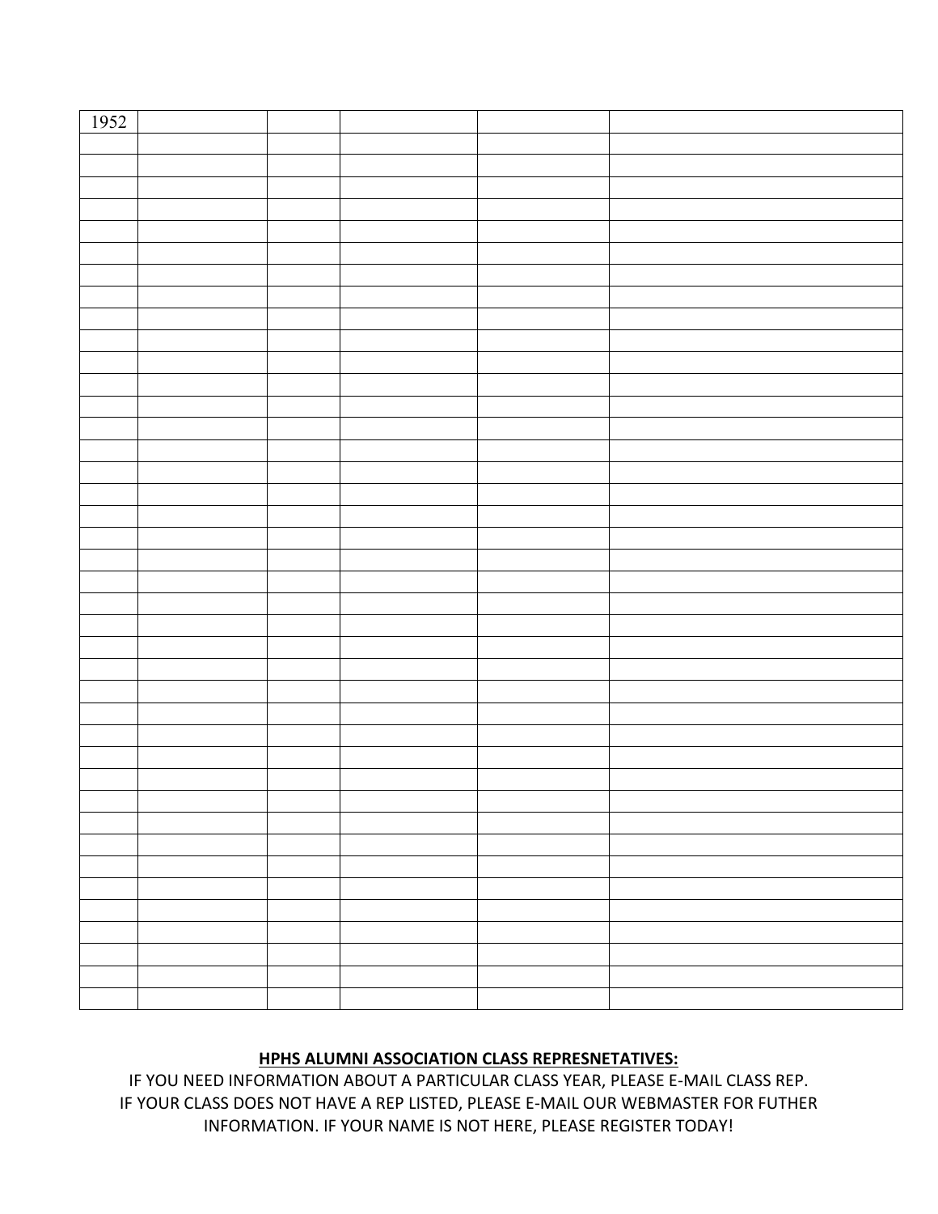| | | | | | |
|---|---|---|---|---|---|
| 1952 | | | | | |
| | | | | | |
| | | | | | |
| | | | | | |
| | | | | | |
| | | | | | |
| | | | | | |
| | | | | | |
| | | | | | |
| | | | | | |
| | | | | | |
| | | | | | |
| | | | | | |
| | | | | | |
| | | | | | |
| | | | | | |
| | | | | | |
| | | | | | |
| | | | | | |
| | | | | | |
| | | | | | |
| | | | | | |
| | | | | | |
| | | | | | |
| | | | | | |
| | | | | | |
| | | | | | |
| | | | | | |
| | | | | | |
| | | | | | |
| | | | | | |
| | | | | | |
| | | | | | |
| | | | | | |
| | | | | | |
| | | | | | |
| | | | | | |
| | | | | | |
| | | | | | |
| | | | | | |
| | | | | | |

**HPHS ALUMNI ASSOCIATION CLASS REPRESNETATIVES:**

IF YOU NEED INFORMATION ABOUT A PARTICULAR CLASS YEAR, PLEASE E-MAIL CLASS REP. IF YOUR CLASS DOES NOT HAVE A REP LISTED, PLEASE E-MAIL OUR WEBMASTER FOR FUTHER INFORMATION. IF YOUR NAME IS NOT HERE, PLEASE REGISTER TODAY!